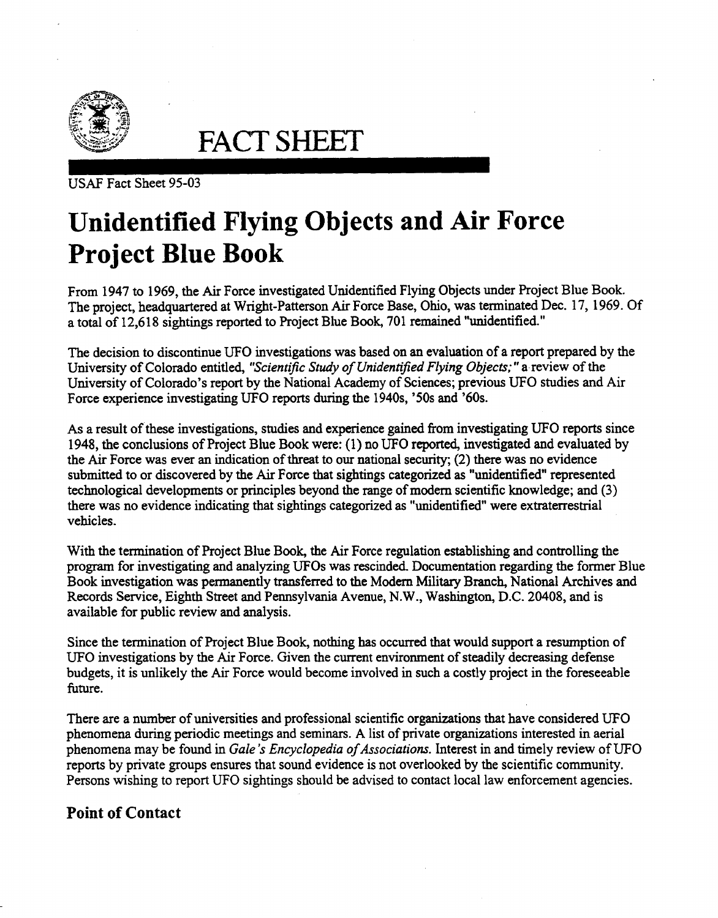# FACT SHEET

USAF Fact Sheet 95-03

# Unidentified Flying Objects and Air Force Project Blue Book

From 1947 to 1969, the Air Force investigated Unidentified Flying Objects under Project Blue Book. The project, headquartered at Wright-Patterson Air Force Base, Ohio, was terminated Dec. 17, 1969. Of a total of 12,618 sightings reported to Project Blue Book, 701 remained "unidentified."

The decision to discontinue UFO investigations was based on an evaluation of a report prepared by the University of Colorado entitled, *"Scientific Study of Unidentified Flying Objects;"* a review of the University of Colorado's report by the National Academy of Sciences; previous UFO studies and Air Force experience investigating UFO reports during the 1940s, '50s and '60s.

As a result of these investigations, studies and experience gained from investigating UFO reports since 1948, the conclusions of Project Blue Book were: (1) no UFO reported, investigated and evaluated by the Air Force was ever an indication of threat to our national security; (2) there was no evidence submitted to or discovered by the Air Force that sightings categorized as "unidentified" represented technological developments or principles beyond the range of modern scientific knowledge; and (3) there was no evidence indicating that sightings categorized as "unidentified" were extraterrestrial vehicles.

With the termination of Project Blue Book, the Air Force regulation establishing and controlling the program for investigating and analyzing UFOs was rescinded. Documentation regarding the former Blue Book investigation was permanently transferred to the Modern Military Branch, National Archives and Records Service, Eighth Street and Pennsylvania Avenue, N.W., Washington, D.C. 20408, and is available for public review and analysis.

Since the termination of Project Blue Book, nothing has occurred that would support a resumption of UFO investigations by the Air Force. Given the current environment of steadily decreasing defense budgets, it is unlikely the Air Force would become involved in such a costly project in the foreseeable future.

There are a number of universities and professional scientific organizations that have considered UFO phenomena during periodic meetings and seminars. A list of private organizations interested in aerial phenomena may be found in *Gale's Encyclopedia of Associations.* Interest in and timely review of UFO reports by private groups ensures that sound evidence is not overlooked by the scientific community. Persons wishing to report UFO sightings should be advised to contact local law enforcement agencies.

## Point of Contact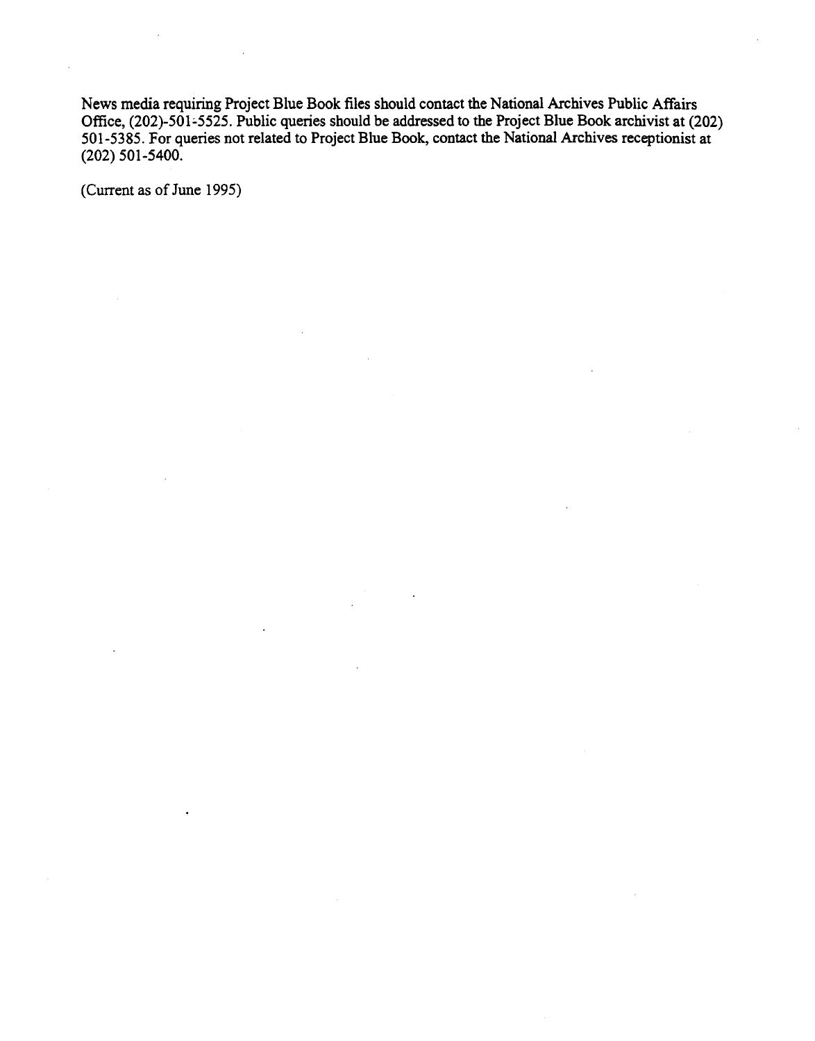News media requiring Project Blue Book files should contact the National Archives Public Affairs Office, (202)-501-5525. Public queries should be addressed to the Project Blue Book archivist at (202) 501-5385. For queries not related to Project Blue Book, contact the National Archives receptionist at (202) 501-5400.

(Current as of June 1995)